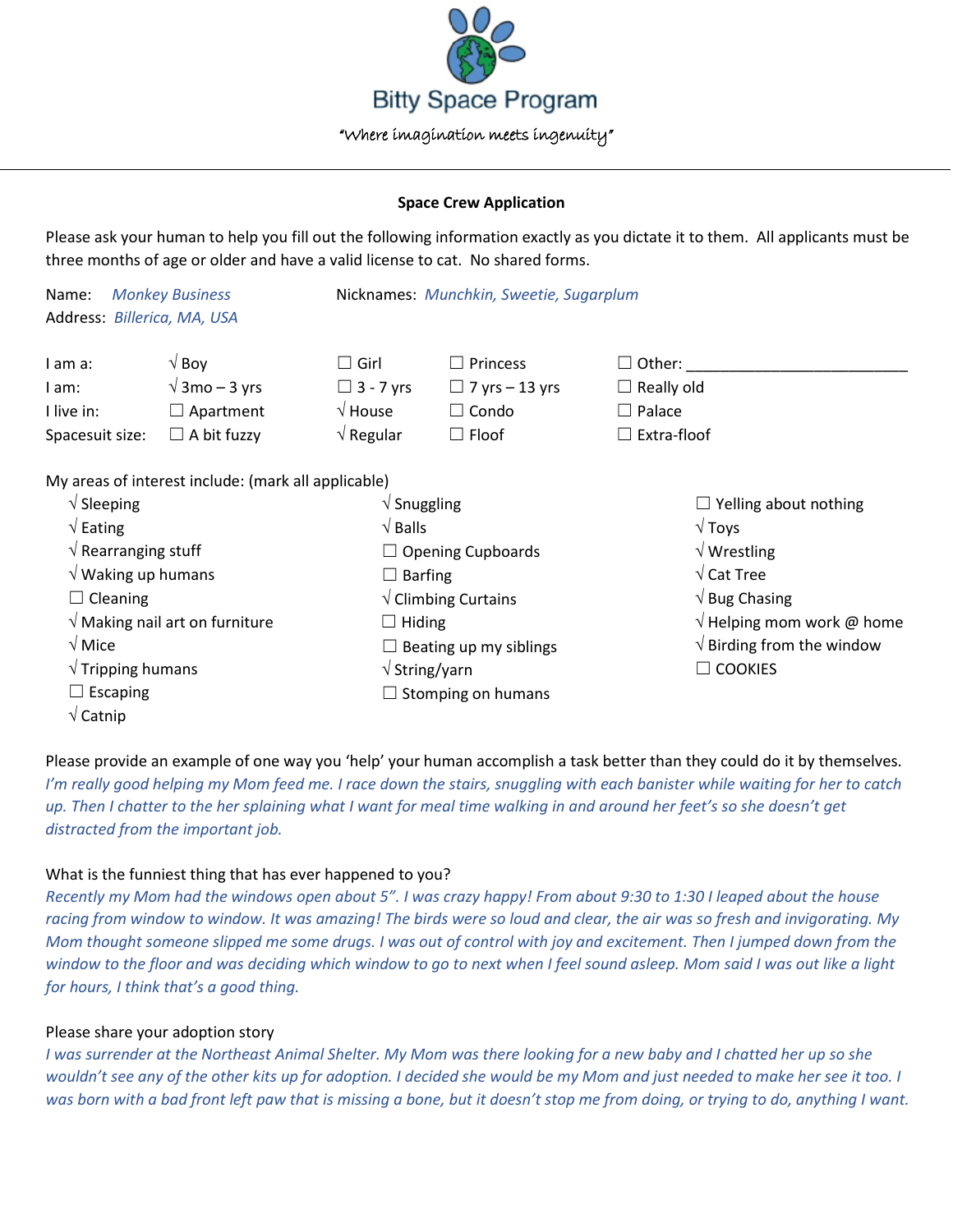# Bitty Space Program

*"Where imagination meets ingenuity"*

---

**Space Crew Application**

Please ask your human to help you fill out the following information exactly as you dictate it to them. All applicants must be three months of age or older and have a valid license to cat. No shared forms.

Name: *Monkey Business* Nicknames: *Munchkin, Sweetie, Sugarplum*
Address: *Billerica, MA, USA*

| | | | | |
|---|---|---|---|---|
| I am a: | √ Boy | ☐ Girl | ☐ Princess | ☐ Other: ___________________________ |
| I am: | √ 3mo – 3 yrs | ☐ 3 - 7 yrs | ☐ 7 yrs – 13 yrs | ☐ Really old |
| I live in: | ☐ Apartment | √ House | ☐ Condo | ☐ Palace |
| Spacesuit size: | ☐ A bit fuzzy | √ Regular | ☐ Floof | ☐ Extra-floof |

My areas of interest include: (mark all applicable)

| | | |
|---|---|---|
| √ Sleeping | √ Snuggling | ☐ Yelling about nothing |
| √ Eating | √ Balls | √ Toys |
| √ Rearranging stuff | ☐ Opening Cupboards | √ Wrestling |
| √ Waking up humans | ☐ Barfing | √ Cat Tree |
| ☐ Cleaning | √ Climbing Curtains | √ Bug Chasing |
| √ Making nail art on furniture | ☐ Hiding | √ Helping mom work @ home |
| √ Mice | ☐ Beating up my siblings | √ Birding from the window |
| √ Tripping humans | √ String/yarn | ☐ COOKIES |
| ☐ Escaping | ☐ Stomping on humans | |
| √ Catnip | | |

Please provide an example of one way you 'help' your human accomplish a task better than they could do it by themselves.
*I'm really good helping my Mom feed me. I race down the stairs, snuggling with each banister while waiting for her to catch up. Then I chatter to the her splaining what I want for meal time walking in and around her feet's so she doesn't get distracted from the important job.*

What is the funniest thing that has ever happened to you?
*Recently my Mom had the windows open about 5". I was crazy happy! From about 9:30 to 1:30 I leaped about the house racing from window to window. It was amazing! The birds were so loud and clear, the air was so fresh and invigorating. My Mom thought someone slipped me some drugs. I was out of control with joy and excitement. Then I jumped down from the window to the floor and was deciding which window to go to next when I feel sound asleep. Mom said I was out like a light for hours, I think that's a good thing.*

Please share your adoption story
*I was surrender at the Northeast Animal Shelter. My Mom was there looking for a new baby and I chatted her up so she wouldn't see any of the other kits up for adoption. I decided she would be my Mom and just needed to make her see it too. I was born with a bad front left paw that is missing a bone, but it doesn't stop me from doing, or trying to do, anything I want.*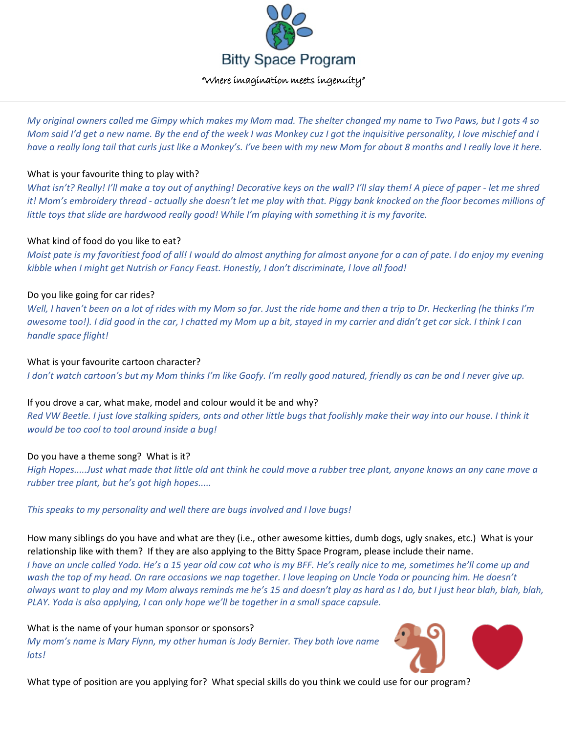Bitty Space Program

"Where imagination meets ingenuity"

---

*My original owners called me Gimpy which makes my Mom mad. The shelter changed my name to Two Paws, but I gots 4 so Mom said I'd get a new name. By the end of the week I was Monkey cuz I got the inquisitive personality, I love mischief and I have a really long tail that curls just like a Monkey's. I've been with my new Mom for about 8 months and I really love it here.*

What is your favourite thing to play with?

*What isn't? Really! I'll make a toy out of anything! Decorative keys on the wall? I'll slay them! A piece of paper - let me shred it! Mom's embroidery thread - actually she doesn't let me play with that. Piggy bank knocked on the floor becomes millions of little toys that slide are hardwood really good! While I'm playing with something it is my favorite.*

What kind of food do you like to eat?

*Moist pate is my favoritiest food of all! I would do almost anything for almost anyone for a can of pate. I do enjoy my evening kibble when I might get Nutrish or Fancy Feast. Honestly, I don't discriminate, I love all food!*

Do you like going for car rides?

*Well, I haven't been on a lot of rides with my Mom so far. Just the ride home and then a trip to Dr. Heckerling (he thinks I'm awesome too!). I did good in the car, I chatted my Mom up a bit, stayed in my carrier and didn't get car sick. I think I can handle space flight!*

What is your favourite cartoon character?

*I don't watch cartoon's but my Mom thinks I'm like Goofy. I'm really good natured, friendly as can be and I never give up.*

If you drove a car, what make, model and colour would it be and why?

*Red VW Beetle. I just love stalking spiders, ants and other little bugs that foolishly make their way into our house. I think it would be too cool to tool around inside a bug!*

Do you have a theme song? What is it?

*High Hopes.....Just what made that little old ant think he could move a rubber tree plant, anyone knows an any cane move a rubber tree plant, but he's got high hopes.....*

*This speaks to my personality and well there are bugs involved and I love bugs!*

How many siblings do you have and what are they (i.e., other awesome kitties, dumb dogs, ugly snakes, etc.) What is your relationship like with them? If they are also applying to the Bitty Space Program, please include their name.

*I have an uncle called Yoda. He's a 15 year old cow cat who is my BFF. He's really nice to me, sometimes he'll come up and wash the top of my head. On rare occasions we nap together. I love leaping on Uncle Yoda or pouncing him. He doesn't always want to play and my Mom always reminds me he's 15 and doesn't play as hard as I do, but I just hear blah, blah, blah, PLAY. Yoda is also applying, I can only hope we'll be together in a small space capsule.*

What is the name of your human sponsor or sponsors?

*My mom's name is Mary Flynn, my other human is Jody Bernier. They both love name lots!*

What type of position are you applying for? What special skills do you think we could use for our program?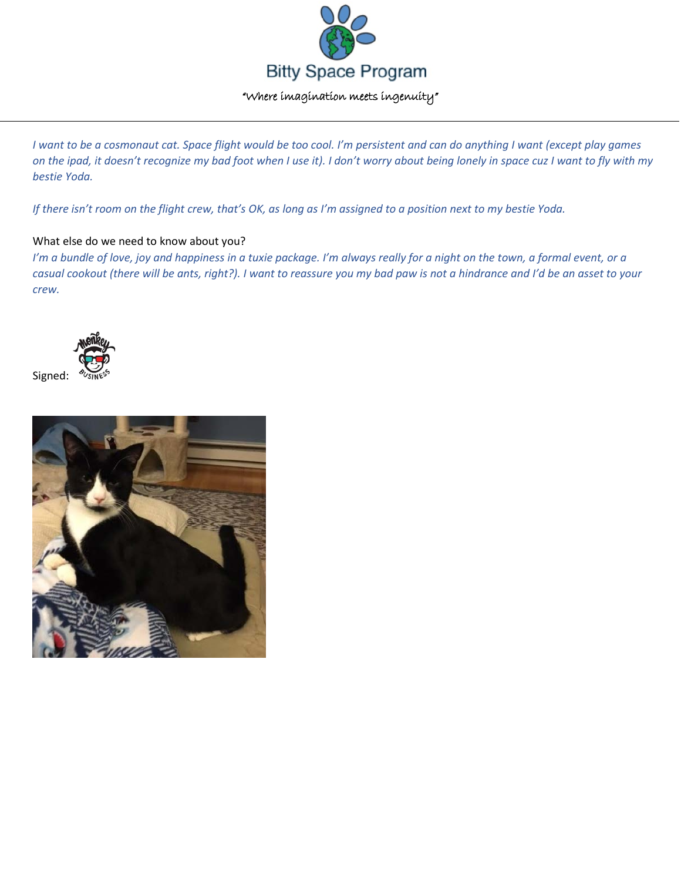Bitty Space Program

"Where imagination meets ingenuity"

---

*I want to be a cosmonaut cat. Space flight would be too cool. I'm persistent and can do anything I want (except play games on the ipad, it doesn't recognize my bad foot when I use it). I don't worry about being lonely in space cuz I want to fly with my bestie Yoda.*

*If there isn't room on the flight crew, that's OK, as long as I'm assigned to a position next to my bestie Yoda.*

What else do we need to know about you?

*I'm a bundle of love, joy and happiness in a tuxie package. I'm always really for a night on the town, a formal event, or a casual cookout (there will be ants, right?). I want to reassure you my bad paw is not a hindrance and I'd be an asset to your crew.*

Signed: Monkey Business